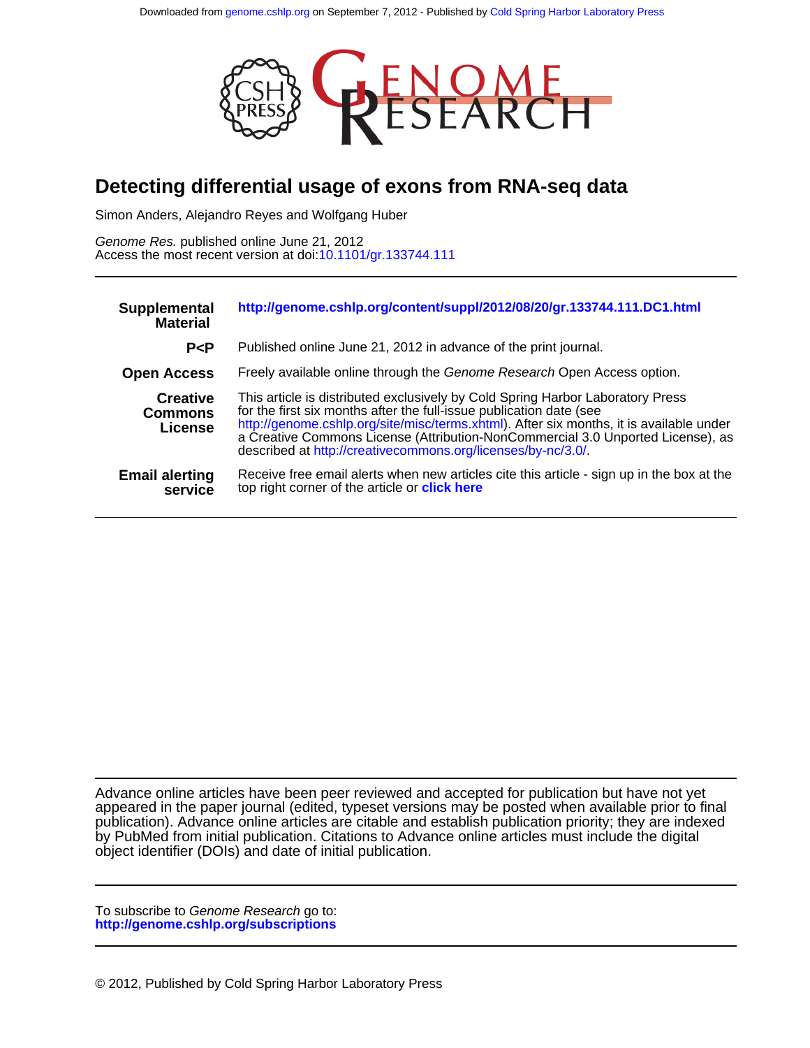Downloaded from genome.cshlp.org on September 7, 2012 - Published by Cold Spring Harbor Laboratory Press

# Detecting differential usage of exons from RNA-seq data

Simon Anders, Alejandro Reyes and Wolfgang Huber

*Genome Res.* published online June 21, 2012
Access the most recent version at doi:10.1101/gr.133744.111

| | |
|---|---|
| **Supplemental Material** | **http://genome.cshlp.org/content/suppl/2012/08/20/gr.133744.111.DC1.html** |
| **P<P** | Published online June 21, 2012 in advance of the print journal. |
| **Open Access** | Freely available online through the *Genome Research* Open Access option. |
| **Creative Commons License** | This article is distributed exclusively by Cold Spring Harbor Laboratory Press for the first six months after the full-issue publication date (see http://genome.cshlp.org/site/misc/terms.xhtml). After six months, it is available under a Creative Commons License (Attribution-NonCommercial 3.0 Unported License), as described at http://creativecommons.org/licenses/by-nc/3.0/. |
| **Email alerting service** | Receive free email alerts when new articles cite this article - sign up in the box at the top right corner of the article or **click here** |

Advance online articles have been peer reviewed and accepted for publication but have not yet appeared in the paper journal (edited, typeset versions may be posted when available prior to final publication). Advance online articles are citable and establish publication priority; they are indexed by PubMed from initial publication. Citations to Advance online articles must include the digital object identifier (DOIs) and date of initial publication.

To subscribe to *Genome Research* go to:
**http://genome.cshlp.org/subscriptions**

© 2012, Published by Cold Spring Harbor Laboratory Press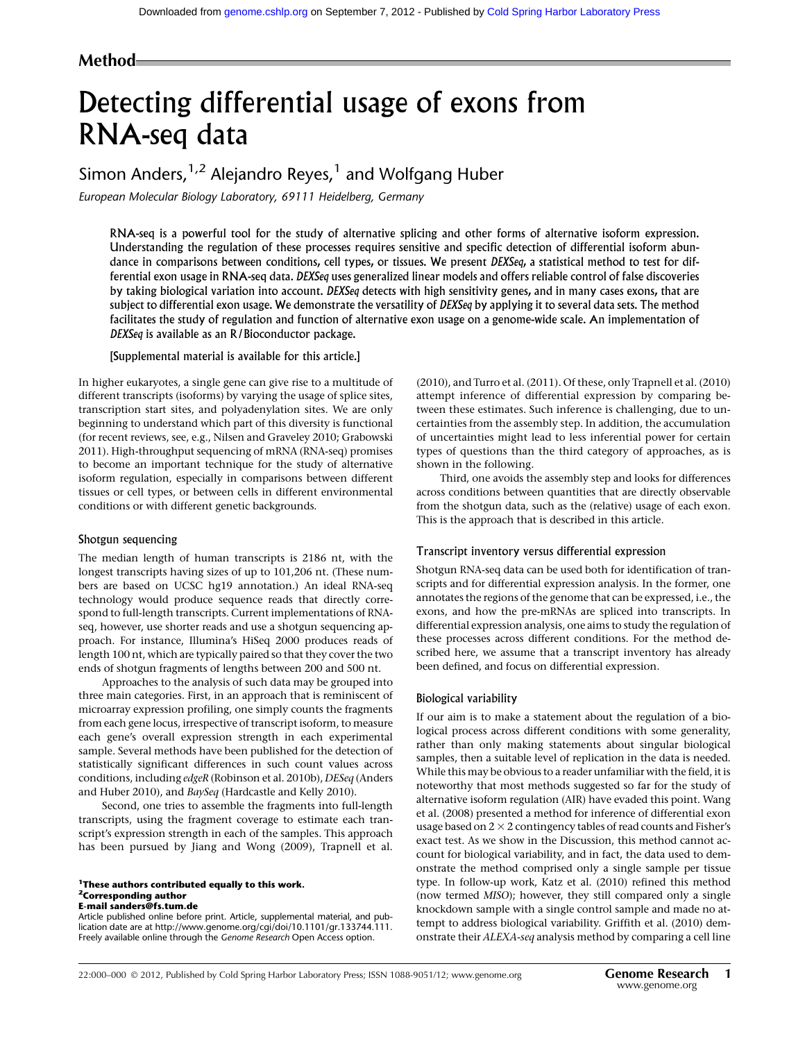Method

# Detecting differential usage of exons from RNA-seq data

Simon Anders,[1,2] Alejandro Reyes,[1] and Wolfgang Huber

*European Molecular Biology Laboratory, 69111 Heidelberg, Germany*

**RNA-seq is a powerful tool for the study of alternative splicing and other forms of alternative isoform expression. Understanding the regulation of these processes requires sensitive and specific detection of differential isoform abundance in comparisons between conditions, cell types, or tissues. We present *DEXSeq*, a statistical method to test for differential exon usage in RNA-seq data. *DEXSeq* uses generalized linear models and offers reliable control of false discoveries by taking biological variation into account. *DEXSeq* detects with high sensitivity genes, and in many cases exons, that are subject to differential exon usage. We demonstrate the versatility of *DEXSeq* by applying it to several data sets. The method facilitates the study of regulation and function of alternative exon usage on a genome-wide scale. An implementation of *DEXSeq* is available as an R/Bioconductor package.**

**[Supplemental material is available for this article.]**

In higher eukaryotes, a single gene can give rise to a multitude of different transcripts (isoforms) by varying the usage of splice sites, transcription start sites, and polyadenylation sites. We are only beginning to understand which part of this diversity is functional (for recent reviews, see, e.g., Nilsen and Graveley 2010; Grabowski 2011). High-throughput sequencing of mRNA (RNA-seq) promises to become an important technique for the study of alternative isoform regulation, especially in comparisons between different tissues or cell types, or between cells in different environmental conditions or with different genetic backgrounds.

### Shotgun sequencing

The median length of human transcripts is 2186 nt, with the longest transcripts having sizes of up to 101,206 nt. (These numbers are based on UCSC hg19 annotation.) An ideal RNA-seq technology would produce sequence reads that directly correspond to full-length transcripts. Current implementations of RNA-seq, however, use shorter reads and use a shotgun sequencing approach. For instance, Illumina's HiSeq 2000 produces reads of length 100 nt, which are typically paired so that they cover the two ends of shotgun fragments of lengths between 200 and 500 nt.

Approaches to the analysis of such data may be grouped into three main categories. First, in an approach that is reminiscent of microarray expression profiling, one simply counts the fragments from each gene locus, irrespective of transcript isoform, to measure each gene's overall expression strength in each experimental sample. Several methods have been published for the detection of statistically significant differences in such count values across conditions, including *edgeR* (Robinson et al. 2010b), *DESeq* (Anders and Huber 2010), and *BaySeq* (Hardcastle and Kelly 2010).

Second, one tries to assemble the fragments into full-length transcripts, using the fragment coverage to estimate each transcript's expression strength in each of the samples. This approach has been pursued by Jiang and Wong (2009), Trapnell et al. (2010), and Turro et al. (2011). Of these, only Trapnell et al. (2010) attempt inference of differential expression by comparing between these estimates. Such inference is challenging, due to uncertainties from the assembly step. In addition, the accumulation of uncertainties might lead to less inferential power for certain types of questions than the third category of approaches, as is shown in the following.

Third, one avoids the assembly step and looks for differences across conditions between quantities that are directly observable from the shotgun data, such as the (relative) usage of each exon. This is the approach that is described in this article.

### Transcript inventory versus differential expression

Shotgun RNA-seq data can be used both for identification of transcripts and for differential expression analysis. In the former, one annotates the regions of the genome that can be expressed, i.e., the exons, and how the pre-mRNAs are spliced into transcripts. In differential expression analysis, one aims to study the regulation of these processes across different conditions. For the method described here, we assume that a transcript inventory has already been defined, and focus on differential expression.

### Biological variability

If our aim is to make a statement about the regulation of a biological process across different conditions with some generality, rather than only making statements about singular biological samples, then a suitable level of replication in the data is needed. While this may be obvious to a reader unfamiliar with the field, it is noteworthy that most methods suggested so far for the study of alternative isoform regulation (AIR) have evaded this point. Wang et al. (2008) presented a method for inference of differential exon usage based on $2 \times 2$ contingency tables of read counts and Fisher's exact test. As we show in the Discussion, this method cannot account for biological variability, and in fact, the data used to demonstrate the method comprised only a single sample per tissue type. In follow-up work, Katz et al. (2010) refined this method (now termed *MISO*); however, they still compared only a single knockdown sample with a single control sample and made no attempt to address biological variability. Griffith et al. (2010) demonstrate their *ALEXA-seq* analysis method by comparing a cell line

[1]These authors contributed equally to this work.
[2]Corresponding author
E-mail sanders@fs.tum.de
Article published online before print. Article, supplemental material, and publication date are at http://www.genome.org/cgi/doi/10.1101/gr.133744.111. Freely available online through the *Genome Research* Open Access option.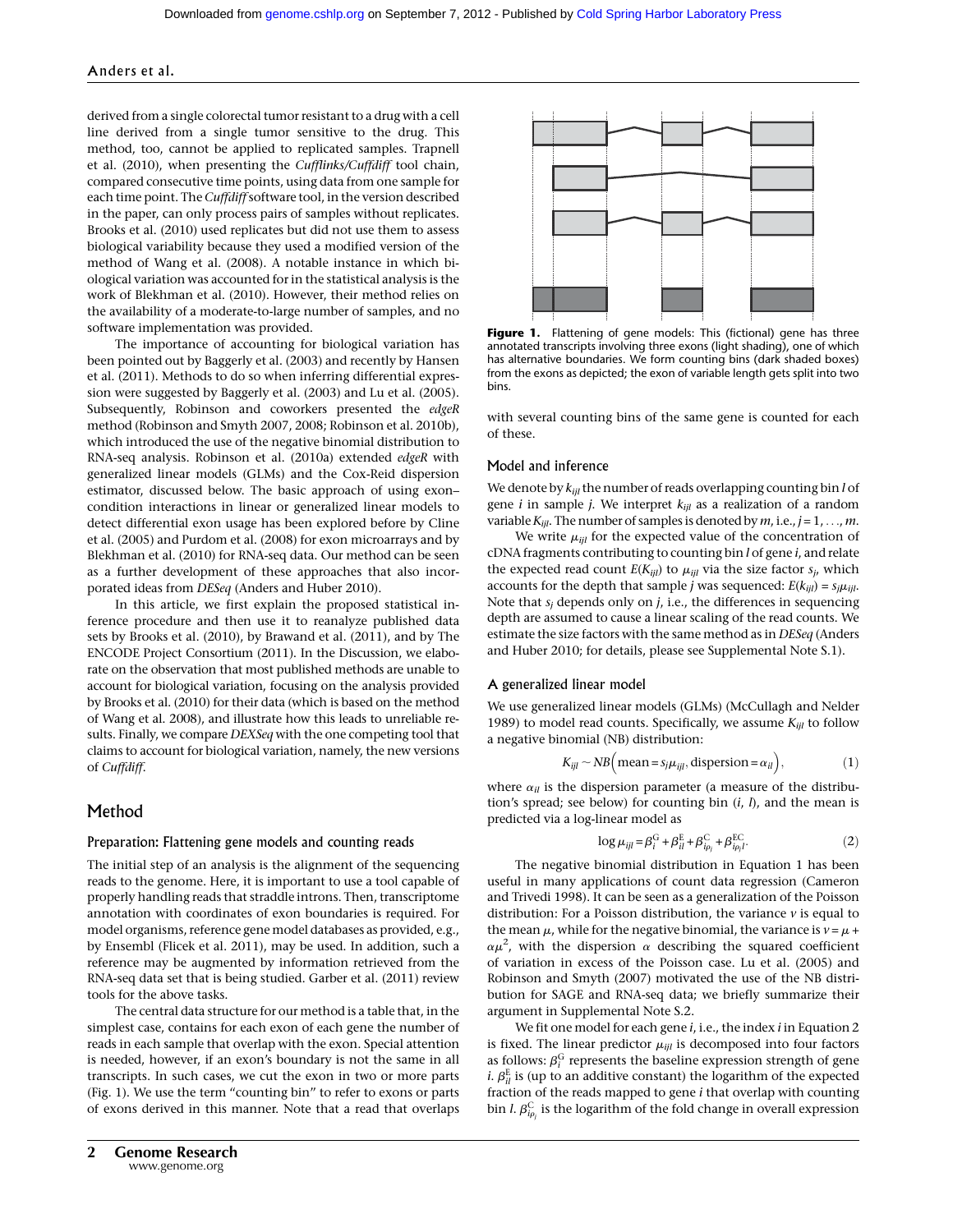derived from a single colorectal tumor resistant to a drug with a cell line derived from a single tumor sensitive to the drug. This method, too, cannot be applied to replicated samples. Trapnell et al. (2010), when presenting the *Cufflinks/Cuffdiff* tool chain, compared consecutive time points, using data from one sample for each time point. The *Cuffdiff* software tool, in the version described in the paper, can only process pairs of samples without replicates. Brooks et al. (2010) used replicates but did not use them to assess biological variability because they used a modified version of the method of Wang et al. (2008). A notable instance in which biological variation was accounted for in the statistical analysis is the work of Blekhman et al. (2010). However, their method relies on the availability of a moderate-to-large number of samples, and no software implementation was provided.

The importance of accounting for biological variation has been pointed out by Baggerly et al. (2003) and recently by Hansen et al. (2011). Methods to do so when inferring differential expression were suggested by Baggerly et al. (2003) and Lu et al. (2005). Subsequently, Robinson and coworkers presented the *edgeR* method (Robinson and Smyth 2007, 2008; Robinson et al. 2010b), which introduced the use of the negative binomial distribution to RNA-seq analysis. Robinson et al. (2010a) extended *edgeR* with generalized linear models (GLMs) and the Cox-Reid dispersion estimator, discussed below. The basic approach of using exon–condition interactions in linear or generalized linear models to detect differential exon usage has been explored before by Cline et al. (2005) and Purdom et al. (2008) for exon microarrays and by Blekhman et al. (2010) for RNA-seq data. Our method can be seen as a further development of these approaches that also incorporated ideas from *DESeq* (Anders and Huber 2010).

In this article, we first explain the proposed statistical inference procedure and then use it to reanalyze published data sets by Brooks et al. (2010), by Brawand et al. (2011), and by The ENCODE Project Consortium (2011). In the Discussion, we elaborate on the observation that most published methods are unable to account for biological variation, focusing on the analysis provided by Brooks et al. (2010) for their data (which is based on the method of Wang et al. 2008), and illustrate how this leads to unreliable results. Finally, we compare *DEXSeq* with the one competing tool that claims to account for biological variation, namely, the new versions of *Cuffdiff*.

# Method

## Preparation: Flattening gene models and counting reads

The initial step of an analysis is the alignment of the sequencing reads to the genome. Here, it is important to use a tool capable of properly handling reads that straddle introns. Then, transcriptome annotation with coordinates of exon boundaries is required. For model organisms, reference gene model databases as provided, e.g., by Ensembl (Flicek et al. 2011), may be used. In addition, such a reference may be augmented by information retrieved from the RNA-seq data set that is being studied. Garber et al. (2011) review tools for the above tasks.

The central data structure for our method is a table that, in the simplest case, contains for each exon of each gene the number of reads in each sample that overlap with the exon. Special attention is needed, however, if an exon's boundary is not the same in all transcripts. In such cases, we cut the exon in two or more parts (Fig. 1). We use the term "counting bin" to refer to exons or parts of exons derived in this manner. Note that a read that overlaps with several counting bins of the same gene is counted for each of these.

**Figure 1.** Flattening of gene models: This (fictional) gene has three annotated transcripts involving three exons (light shading), one of which has alternative boundaries. We form counting bins (dark shaded boxes) from the exons as depicted; the exon of variable length gets split into two bins.

## Model and inference

We denote by $k_{ijl}$ the number of reads overlapping counting bin $l$ of gene $i$ in sample $j$. We interpret $k_{ijl}$ as a realization of a random variable $K_{ijl}$. The number of samples is denoted by $m$, i.e., $j = 1, \ldots, m$.

We write $\mu_{ijl}$ for the expected value of the concentration of cDNA fragments contributing to counting bin $l$ of gene $i$, and relate the expected read count $E(K_{ijl})$ to $\mu_{ijl}$ via the size factor $s_j$, which accounts for the depth that sample $j$ was sequenced: $E(k_{ijl}) = s_j\mu_{ijl}$. Note that $s_j$ depends only on $j$, i.e., the differences in sequencing depth are assumed to cause a linear scaling of the read counts. We estimate the size factors with the same method as in *DESeq* (Anders and Huber 2010; for details, please see Supplemental Note S.1).

## A generalized linear model

We use generalized linear models (GLMs) (McCullagh and Nelder 1989) to model read counts. Specifically, we assume $K_{ijl}$ to follow a negative binomial (NB) distribution:

$$K_{ijl} \sim NB\left(\text{mean} = s_j\mu_{ijl}, \text{dispersion} = \alpha_{il}\right), \tag{1}$$

where $\alpha_{il}$ is the dispersion parameter (a measure of the distribution's spread; see below) for counting bin $(i, l)$, and the mean is predicted via a log-linear model as

$$\log \mu_{ijl} = \beta_i^{\mathrm{G}} + \beta_{il}^{\mathrm{E}} + \beta_{i\rho_j}^{\mathrm{C}} + \beta_{i\rho_j l}^{\mathrm{EC}}. \tag{2}$$

The negative binomial distribution in Equation 1 has been useful in many applications of count data regression (Cameron and Trivedi 1998). It can be seen as a generalization of the Poisson distribution: For a Poisson distribution, the variance $v$ is equal to the mean $\mu$, while for the negative binomial, the variance is $v = \mu + \alpha\mu^2$, with the dispersion $\alpha$ describing the squared coefficient of variation in excess of the Poisson case. Lu et al. (2005) and Robinson and Smyth (2007) motivated the use of the NB distribution for SAGE and RNA-seq data; we briefly summarize their argument in Supplemental Note S.2.

We fit one model for each gene $i$, i.e., the index $i$ in Equation 2 is fixed. The linear predictor $\mu_{ijl}$ is decomposed into four factors as follows: $\beta_i^{\mathrm{G}}$ represents the baseline expression strength of gene $i$. $\beta_{il}^{\mathrm{E}}$ is (up to an additive constant) the logarithm of the expected fraction of the reads mapped to gene $i$ that overlap with counting bin $l$. $\beta_{i\rho_j}^{\mathrm{C}}$ is the logarithm of the fold change in overall expression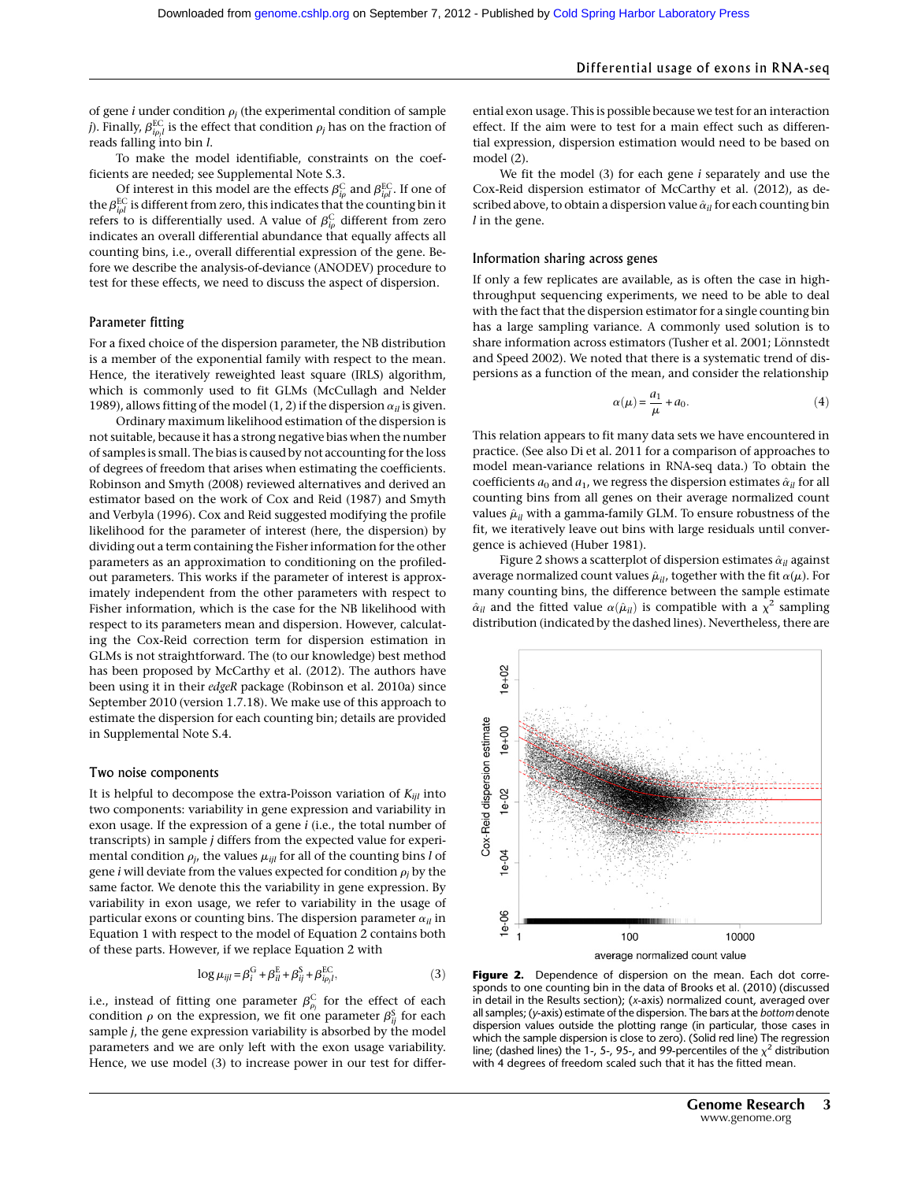of gene $i$ under condition $\rho_j$ (the experimental condition of sample $j$). Finally, $\beta^{\text{EC}}_{i\rho_j l}$ is the effect that condition $\rho_j$ has on the fraction of reads falling into bin $l$.

To make the model identifiable, constraints on the coefficients are needed; see Supplemental Note S.3.

Of interest in this model are the effects $\beta^{\text{C}}_{i\rho}$ and $\beta^{\text{EC}}_{i\rho l}$. If one of the $\beta^{\text{EC}}_{i\rho l}$ is different from zero, this indicates that the counting bin it refers to is differentially used. A value of $\beta^{\text{C}}_{i\rho}$ different from zero indicates an overall differential abundance that equally affects all counting bins, i.e., overall differential expression of the gene. Before we describe the analysis-of-deviance (ANODEV) procedure to test for these effects, we need to discuss the aspect of dispersion.

## Parameter fitting

For a fixed choice of the dispersion parameter, the NB distribution is a member of the exponential family with respect to the mean. Hence, the iteratively reweighted least square (IRLS) algorithm, which is commonly used to fit GLMs (McCullagh and Nelder 1989), allows fitting of the model (1, 2) if the dispersion $\alpha_{il}$ is given.

Ordinary maximum likelihood estimation of the dispersion is not suitable, because it has a strong negative bias when the number of samples is small. The bias is caused by not accounting for the loss of degrees of freedom that arises when estimating the coefficients. Robinson and Smyth (2008) reviewed alternatives and derived an estimator based on the work of Cox and Reid (1987) and Smyth and Verbyla (1996). Cox and Reid suggested modifying the profile likelihood for the parameter of interest (here, the dispersion) by dividing out a term containing the Fisher information for the other parameters as an approximation to conditioning on the profiled-out parameters. This works if the parameter of interest is approximately independent from the other parameters with respect to Fisher information, which is the case for the NB likelihood with respect to its parameters mean and dispersion. However, calculating the Cox-Reid correction term for dispersion estimation in GLMs is not straightforward. The (to our knowledge) best method has been proposed by McCarthy et al. (2012). The authors have been using it in their *edgeR* package (Robinson et al. 2010a) since September 2010 (version 1.7.18). We make use of this approach to estimate the dispersion for each counting bin; details are provided in Supplemental Note S.4.

## Two noise components

It is helpful to decompose the extra-Poisson variation of $K_{ijl}$ into two components: variability in gene expression and variability in exon usage. If the expression of a gene $i$ (i.e., the total number of transcripts) in sample $j$ differs from the expected value for experimental condition $\rho_j$, the values $\mu_{ijl}$ for all of the counting bins $l$ of gene $i$ will deviate from the values expected for condition $\rho_j$ by the same factor. We denote this the variability in gene expression. By variability in exon usage, we refer to variability in the usage of particular exons or counting bins. The dispersion parameter $\alpha_{il}$ in Equation 1 with respect to the model of Equation 2 contains both of these parts. However, if we replace Equation 2 with

$$\log \mu_{ijl} = \beta^{\text{G}}_{i} + \beta^{\text{E}}_{il} + \beta^{\text{S}}_{ij} + \beta^{\text{EC}}_{i\rho_j l}, \tag{3}$$

i.e., instead of fitting one parameter $\beta^{\text{C}}_{\rho_j}$ for the effect of each condition $\rho$ on the expression, we fit one parameter $\beta^{\text{S}}_{ij}$ for each sample $j$, the gene expression variability is absorbed by the model parameters and we are only left with the exon usage variability. Hence, we use model (3) to increase power in our test for differential exon usage. This is possible because we test for an interaction effect. If the aim were to test for a main effect such as differential expression, dispersion estimation would need to be based on model (2).

We fit the model (3) for each gene $i$ separately and use the Cox-Reid dispersion estimator of McCarthy et al. (2012), as described above, to obtain a dispersion value $\hat{\alpha}_{il}$ for each counting bin $l$ in the gene.

## Information sharing across genes

If only a few replicates are available, as is often the case in high-throughput sequencing experiments, we need to be able to deal with the fact that the dispersion estimator for a single counting bin has a large sampling variance. A commonly used solution is to share information across estimators (Tusher et al. 2001; Lönnstedt and Speed 2002). We noted that there is a systematic trend of dispersions as a function of the mean, and consider the relationship

$$\alpha(\mu) = \frac{a_1}{\mu} + a_0. \tag{4}$$

This relation appears to fit many data sets we have encountered in practice. (See also Di et al. 2011 for a comparison of approaches to model mean-variance relations in RNA-seq data.) To obtain the coefficients $a_0$ and $a_1$, we regress the dispersion estimates $\hat{\alpha}_{il}$ for all counting bins from all genes on their average normalized count values $\hat{\mu}_{il}$ with a gamma-family GLM. To ensure robustness of the fit, we iteratively leave out bins with large residuals until convergence is achieved (Huber 1981).

Figure 2 shows a scatterplot of dispersion estimates $\hat{\alpha}_{il}$ against average normalized count values $\hat{\mu}_{il}$, together with the fit $\alpha(\mu)$. For many counting bins, the difference between the sample estimate $\hat{\alpha}_{il}$ and the fitted value $\alpha(\hat{\mu}_{il})$ is compatible with a $\chi^2$ sampling distribution (indicated by the dashed lines). Nevertheless, there are

**Figure 2.** Dependence of dispersion on the mean. Each dot corresponds to one counting bin in the data of Brooks et al. (2010) (discussed in detail in the Results section); ($x$-axis) normalized count, averaged over all samples; ($y$-axis) estimate of the dispersion. The bars at the *bottom* denote dispersion values outside the plotting range (in particular, those cases in which the sample dispersion is close to zero). (Solid red line) The regression line; (dashed lines) the 1-, 5-, 95-, and 99-percentiles of the $\chi^2$ distribution with 4 degrees of freedom scaled such that it has the fitted mean.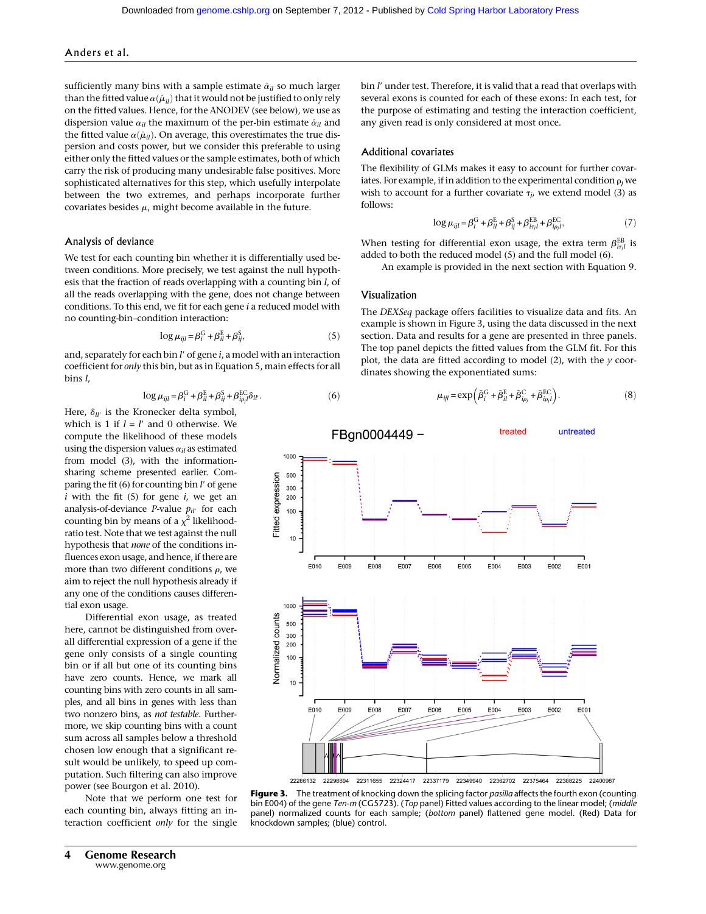sufficiently many bins with a sample estimate $\hat{\alpha}_{il}$ so much larger than the fitted value $\alpha(\hat{\mu}_{il})$ that it would not be justified to only rely on the fitted values. Hence, for the ANODEV (see below), we use as dispersion value $\alpha_{il}$ the maximum of the per-bin estimate $\hat{\alpha}_{il}$ and the fitted value $\alpha(\hat{\mu}_{il})$. On average, this overestimates the true dispersion and costs power, but we consider this preferable to using either only the fitted values or the sample estimates, both of which carry the risk of producing many undesirable false positives. More sophisticated alternatives for this step, which usefully interpolate between the two extremes, and perhaps incorporate further covariates besides $\mu$, might become available in the future.

### Analysis of deviance

We test for each counting bin whether it is differentially used between conditions. More precisely, we test against the null hypothesis that the fraction of reads overlapping with a counting bin $l$, of all the reads overlapping with the gene, does not change between conditions. To this end, we fit for each gene $i$ a reduced model with no counting-bin–condition interaction:

$$\log \mu_{ijl} = \beta_i^{\mathrm{G}} + \beta_{il}^{\mathrm{E}} + \beta_{ij}^{\mathrm{S}}, \qquad (5)$$

and, separately for each bin $l'$ of gene $i$, a model with an interaction coefficient for *only* this bin, but as in Equation 5, main effects for all bins $l$,

$$\log \mu_{ijl} = \beta_i^{\mathrm{G}} + \beta_{il}^{\mathrm{E}} + \beta_{ij}^{\mathrm{S}} + \beta_{i\rho_j l}^{\mathrm{EC}} \delta_{ll'}. \qquad (6)$$

Here, $\delta_{ll'}$ is the Kronecker delta symbol, which is 1 if $l = l'$ and 0 otherwise. We compute the likelihood of these models using the dispersion values $\alpha_{il}$ as estimated from model (3), with the information-sharing scheme presented earlier. Comparing the fit (6) for counting bin $l'$ of gene $i$ with the fit (5) for gene $i$, we get an analysis-of-deviance $P$-value $p_{il'}$ for each counting bin by means of a $\chi^2$ likelihood-ratio test. Note that we test against the null hypothesis that *none* of the conditions influences exon usage, and hence, if there are more than two different conditions $\rho$, we aim to reject the null hypothesis already if any one of the conditions causes differential exon usage.

Differential exon usage, as treated here, cannot be distinguished from overall differential expression of a gene if the gene only consists of a single counting bin or if all but one of its counting bins have zero counts. Hence, we mark all counting bins with zero counts in all samples, and all bins in genes with less than two nonzero bins, as *not testable*. Furthermore, we skip counting bins with a count sum across all samples below a threshold chosen low enough that a significant result would be unlikely, to speed up computation. Such filtering can also improve power (see Bourgon et al. 2010).

Note that we perform one test for each counting bin, always fitting an interaction coefficient *only* for the single bin $l'$ under test. Therefore, it is valid that a read that overlaps with several exons is counted for each of these exons: In each test, for the purpose of estimating and testing the interaction coefficient, any given read is only considered at most once.

### Additional covariates

The flexibility of GLMs makes it easy to account for further covariates. For example, if in addition to the experimental condition $\rho_j$ we wish to account for a further covariate $\tau_j$, we extend model (3) as follows:

$$\log \mu_{ijl} = \beta_i^{\mathrm{G}} + \beta_{il}^{\mathrm{E}} + \beta_{ij}^{\mathrm{S}} + \beta_{i\tau_j l}^{\mathrm{EB}} + \beta_{i\rho_j l}^{\mathrm{EC}}, \qquad (7)$$

When testing for differential exon usage, the extra term $\beta_{i\tau_j l}^{\mathrm{EB}}$ is added to both the reduced model (5) and the full model (6).

An example is provided in the next section with Equation 9.

### Visualization

The *DEXSeq* package offers facilities to visualize data and fits. An example is shown in Figure 3, using the data discussed in the next section. Data and results for a gene are presented in three panels. The top panel depicts the fitted values from the GLM fit. For this plot, the data are fitted according to model (2), with the $y$ coordinates showing the exponentiated sums:

$$\mu_{ijl} = \exp\left(\bar{\beta}_i^{\mathrm{G}} + \bar{\beta}_{il}^{\mathrm{E}} + \bar{\beta}_{i\rho_j}^{\mathrm{C}} + \bar{\beta}_{i\rho_j l}^{\mathrm{EC}}\right). \qquad (8)$$

**Figure 3.** The treatment of knocking down the splicing factor *pasilla* affects the fourth exon (counting bin E004) of the gene *Ten-m* (CG5723). (*Top* panel) Fitted values according to the linear model; (*middle* panel) normalized counts for each sample; (*bottom* panel) flattened gene model. (Red) Data for knockdown samples; (blue) control.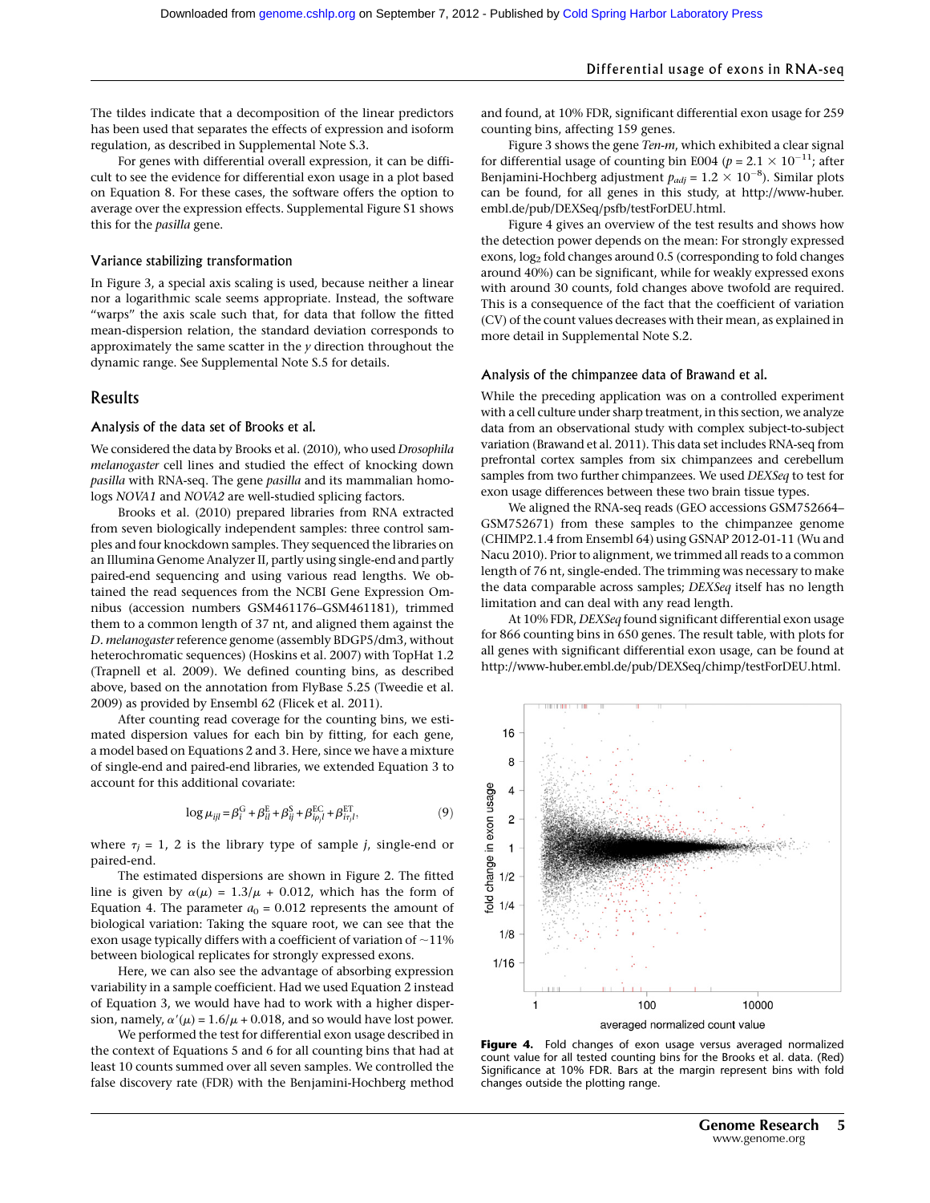The tildes indicate that a decomposition of the linear predictors has been used that separates the effects of expression and isoform regulation, as described in Supplemental Note S.3.

For genes with differential overall expression, it can be difficult to see the evidence for differential exon usage in a plot based on Equation 8. For these cases, the software offers the option to average over the expression effects. Supplemental Figure S1 shows this for the *pasilla* gene.

### Variance stabilizing transformation

In Figure 3, a special axis scaling is used, because neither a linear nor a logarithmic scale seems appropriate. Instead, the software "warps" the axis scale such that, for data that follow the fitted mean-dispersion relation, the standard deviation corresponds to approximately the same scatter in the *y* direction throughout the dynamic range. See Supplemental Note S.5 for details.

## Results

### Analysis of the data set of Brooks et al.

We considered the data by Brooks et al. (2010), who used *Drosophila melanogaster* cell lines and studied the effect of knocking down *pasilla* with RNA-seq. The gene *pasilla* and its mammalian homologs *NOVA1* and *NOVA2* are well-studied splicing factors.

Brooks et al. (2010) prepared libraries from RNA extracted from seven biologically independent samples: three control samples and four knockdown samples. They sequenced the libraries on an Illumina Genome Analyzer II, partly using single-end and partly paired-end sequencing and using various read lengths. We obtained the read sequences from the NCBI Gene Expression Omnibus (accession numbers GSM461176–GSM461181), trimmed them to a common length of 37 nt, and aligned them against the *D. melanogaster* reference genome (assembly BDGP5/dm3, without heterochromatic sequences) (Hoskins et al. 2007) with TopHat 1.2 (Trapnell et al. 2009). We defined counting bins, as described above, based on the annotation from FlyBase 5.25 (Tweedie et al. 2009) as provided by Ensembl 62 (Flicek et al. 2011).

After counting read coverage for the counting bins, we estimated dispersion values for each bin by fitting, for each gene, a model based on Equations 2 and 3. Here, since we have a mixture of single-end and paired-end libraries, we extended Equation 3 to account for this additional covariate:

$$\log \mu_{ijl} = \beta_i^{\mathrm{G}} + \beta_{il}^{\mathrm{E}} + \beta_{ij}^{\mathrm{S}} + \beta_{i\rho_j l}^{\mathrm{EC}} + \beta_{i\tau_j l}^{\mathrm{ET}}, \qquad (9)$$

where $\tau_j = 1$, 2 is the library type of sample *j*, single-end or paired-end.

The estimated dispersions are shown in Figure 2. The fitted line is given by $\alpha(\mu) = 1.3/\mu + 0.012$, which has the form of Equation 4. The parameter $a_0 = 0.012$ represents the amount of biological variation: Taking the square root, we can see that the exon usage typically differs with a coefficient of variation of ~11% between biological replicates for strongly expressed exons.

Here, we can also see the advantage of absorbing expression variability in a sample coefficient. Had we used Equation 2 instead of Equation 3, we would have had to work with a higher dispersion, namely, $\alpha'(\mu) = 1.6/\mu + 0.018$, and so would have lost power.

We performed the test for differential exon usage described in the context of Equations 5 and 6 for all counting bins that had at least 10 counts summed over all seven samples. We controlled the false discovery rate (FDR) with the Benjamini-Hochberg method and found, at 10% FDR, significant differential exon usage for 259 counting bins, affecting 159 genes.

Figure 3 shows the gene *Ten-m*, which exhibited a clear signal for differential usage of counting bin E004 ($p = 2.1 \times 10^{-11}$; after Benjamini-Hochberg adjustment $p_{adj} = 1.2 \times 10^{-8}$). Similar plots can be found, for all genes in this study, at http://www-huber.embl.de/pub/DEXSeq/psfb/testForDEU.html.

Figure 4 gives an overview of the test results and shows how the detection power depends on the mean: For strongly expressed exons, $\log_2$ fold changes around 0.5 (corresponding to fold changes around 40%) can be significant, while for weakly expressed exons with around 30 counts, fold changes above twofold are required. This is a consequence of the fact that the coefficient of variation (CV) of the count values decreases with their mean, as explained in more detail in Supplemental Note S.2.

### Analysis of the chimpanzee data of Brawand et al.

While the preceding application was on a controlled experiment with a cell culture under sharp treatment, in this section, we analyze data from an observational study with complex subject-to-subject variation (Brawand et al. 2011). This data set includes RNA-seq from prefrontal cortex samples from six chimpanzees and cerebellum samples from two further chimpanzees. We used *DEXSeq* to test for exon usage differences between these two brain tissue types.

We aligned the RNA-seq reads (GEO accessions GSM752664–GSM752671) from these samples to the chimpanzee genome (CHIMP2.1.4 from Ensembl 64) using GSNAP 2012-01-11 (Wu and Nacu 2010). Prior to alignment, we trimmed all reads to a common length of 76 nt, single-ended. The trimming was necessary to make the data comparable across samples; *DEXSeq* itself has no length limitation and can deal with any read length.

At 10% FDR, *DEXSeq* found significant differential exon usage for 866 counting bins in 650 genes. The result table, with plots for all genes with significant differential exon usage, can be found at http://www-huber.embl.de/pub/DEXSeq/chimp/testForDEU.html.

**Figure 4.** Fold changes of exon usage versus averaged normalized count value for all tested counting bins for the Brooks et al. data. (Red) Significance at 10% FDR. Bars at the margin represent bins with fold changes outside the plotting range.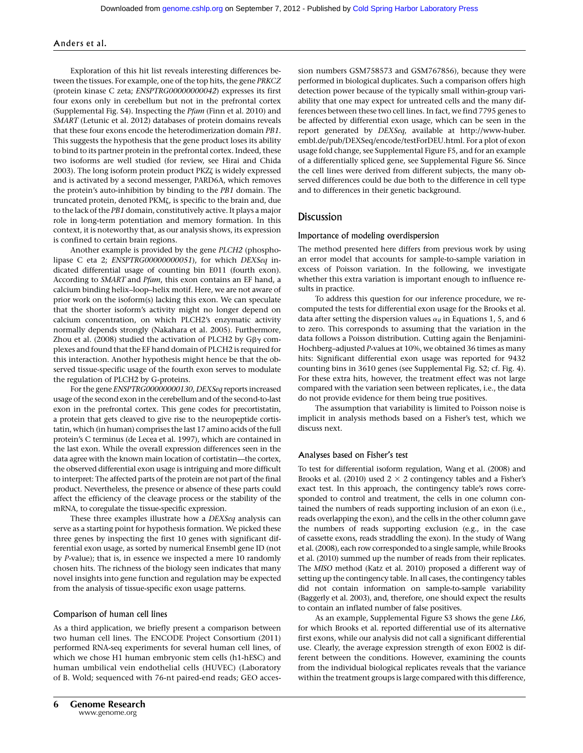Exploration of this hit list reveals interesting differences between the tissues. For example, one of the top hits, the gene *PRKCZ* (protein kinase C zeta; *ENSPTRG00000000042*) expresses its first four exons only in cerebellum but not in the prefrontal cortex (Supplemental Fig. S4). Inspecting the *Pfam* (Finn et al. 2010) and *SMART* (Letunic et al. 2012) databases of protein domains reveals that these four exons encode the heterodimerization domain *PB1*. This suggests the hypothesis that the gene product loses its ability to bind to its partner protein in the prefrontal cortex. Indeed, these two isoforms are well studied (for review, see Hirai and Chida 2003). The long isoform protein product PKZζ is widely expressed and is activated by a second messenger, PARD6A, which removes the protein's auto-inhibition by binding to the *PB1* domain. The truncated protein, denoted PKMζ, is specific to the brain and, due to the lack of the *PB1* domain, constitutively active. It plays a major role in long-term potentiation and memory formation. In this context, it is noteworthy that, as our analysis shows, its expression is confined to certain brain regions.

Another example is provided by the gene *PLCH2* (phospholipase C eta 2; *ENSPTRG00000000051*), for which *DEXSeq* indicated differential usage of counting bin E011 (fourth exon). According to *SMART* and *Pfam*, this exon contains an EF hand, a calcium binding helix–loop–helix motif. Here, we are not aware of prior work on the isoform(s) lacking this exon. We can speculate that the shorter isoform's activity might no longer depend on calcium concentration, on which PLCH2's enzymatic activity normally depends strongly (Nakahara et al. 2005). Furthermore, Zhou et al. (2008) studied the activation of PLCH2 by Gβγ complexes and found that the EF hand domain of PLCH2 is required for this interaction. Another hypothesis might hence be that the observed tissue-specific usage of the fourth exon serves to modulate the regulation of PLCH2 by G-proteins.

For the gene *ENSPTRG00000000130*, *DEXSeq* reports increased usage of the second exon in the cerebellum and of the second-to-last exon in the prefrontal cortex. This gene codes for precortistatin, a protein that gets cleaved to give rise to the neuropeptide cortistatin, which (in human) comprises the last 17 amino acids of the full protein's C terminus (de Lecea et al. 1997), which are contained in the last exon. While the overall expression differences seen in the data agree with the known main location of cortistatin—the cortex, the observed differential exon usage is intriguing and more difficult to interpret: The affected parts of the protein are not part of the final product. Nevertheless, the presence or absence of these parts could affect the efficiency of the cleavage process or the stability of the mRNA, to coregulate the tissue-specific expression.

These three examples illustrate how a *DEXSeq* analysis can serve as a starting point for hypothesis formation. We picked these three genes by inspecting the first 10 genes with significant differential exon usage, as sorted by numerical Ensembl gene ID (not by *P*-value); that is, in essence we inspected a mere 10 randomly chosen hits. The richness of the biology seen indicates that many novel insights into gene function and regulation may be expected from the analysis of tissue-specific exon usage patterns.

### Comparison of human cell lines

As a third application, we briefly present a comparison between two human cell lines. The ENCODE Project Consortium (2011) performed RNA-seq experiments for several human cell lines, of which we chose H1 human embryonic stem cells (h1-hESC) and human umbilical vein endothelial cells (HUVEC) (Laboratory of B. Wold; sequenced with 76-nt paired-end reads; GEO accession numbers GSM758573 and GSM767856), because they were performed in biological duplicates. Such a comparison offers high detection power because of the typically small within-group variability that one may expect for untreated cells and the many differences between these two cell lines. In fact, we find 7795 genes to be affected by differential exon usage, which can be seen in the report generated by *DEXSeq*, available at http://www-huber.embl.de/pub/DEXSeq/encode/testForDEU.html. For a plot of exon usage fold change, see Supplemental Figure F5, and for an example of a differentially spliced gene, see Supplemental Figure S6. Since the cell lines were derived from different subjects, the many observed differences could be due both to the difference in cell type and to differences in their genetic background.

## Discussion

### Importance of modeling overdispersion

The method presented here differs from previous work by using an error model that accounts for sample-to-sample variation in excess of Poisson variation. In the following, we investigate whether this extra variation is important enough to influence results in practice.

To address this question for our inference procedure, we recomputed the tests for differential exon usage for the Brooks et al. data after setting the dispersion values $\alpha_{il}$ in Equations 1, 5, and 6 to zero. This corresponds to assuming that the variation in the data follows a Poisson distribution. Cutting again the Benjamini-Hochberg–adjusted *P*-values at 10%, we obtained 36 times as many hits: Significant differential exon usage was reported for 9432 counting bins in 3610 genes (see Supplemental Fig. S2; cf. Fig. 4). For these extra hits, however, the treatment effect was not large compared with the variation seen between replicates, i.e., the data do not provide evidence for them being true positives.

The assumption that variability is limited to Poisson noise is implicit in analysis methods based on a Fisher's test, which we discuss next.

### Analyses based on Fisher's test

To test for differential isoform regulation, Wang et al. (2008) and Brooks et al. (2010) used 2 × 2 contingency tables and a Fisher's exact test. In this approach, the contingency table's rows corresponded to control and treatment, the cells in one column contained the numbers of reads supporting inclusion of an exon (i.e., reads overlapping the exon), and the cells in the other column gave the numbers of reads supporting exclusion (e.g., in the case of cassette exons, reads straddling the exon). In the study of Wang et al. (2008), each row corresponded to a single sample, while Brooks et al. (2010) summed up the number of reads from their replicates. The *MISO* method (Katz et al. 2010) proposed a different way of setting up the contingency table. In all cases, the contingency tables did not contain information on sample-to-sample variability (Baggerly et al. 2003), and, therefore, one should expect the results to contain an inflated number of false positives.

As an example, Supplemental Figure S3 shows the gene *Lk6*, for which Brooks et al. reported differential use of its alternative first exons, while our analysis did not call a significant differential use. Clearly, the average expression strength of exon E002 is different between the conditions. However, examining the counts from the individual biological replicates reveals that the variance within the treatment groups is large compared with this difference,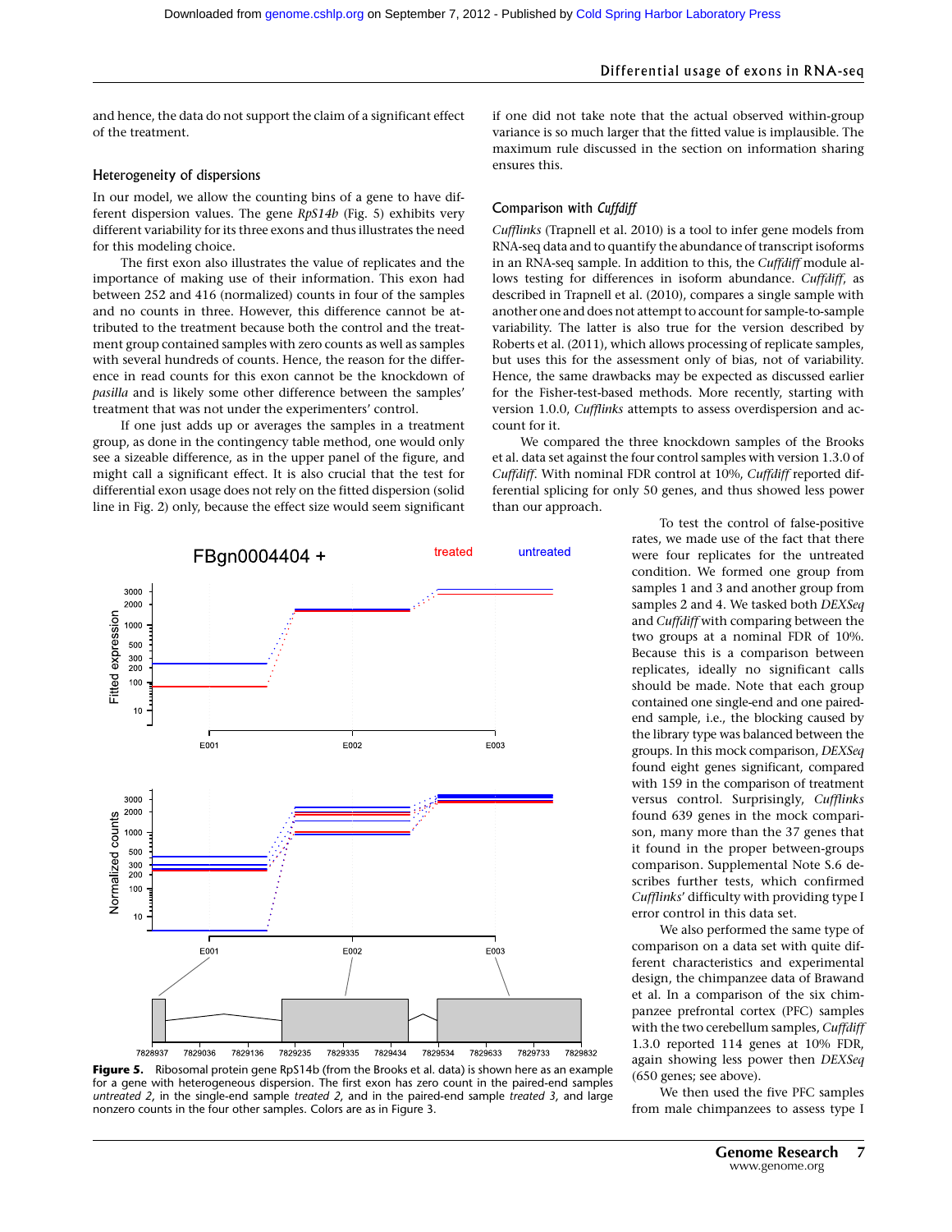and hence, the data do not support the claim of a significant effect of the treatment.

### Heterogeneity of dispersions

In our model, we allow the counting bins of a gene to have different dispersion values. The gene *RpS14b* (Fig. 5) exhibits very different variability for its three exons and thus illustrates the need for this modeling choice.

The first exon also illustrates the value of replicates and the importance of making use of their information. This exon had between 252 and 416 (normalized) counts in four of the samples and no counts in three. However, this difference cannot be attributed to the treatment because both the control and the treatment group contained samples with zero counts as well as samples with several hundreds of counts. Hence, the reason for the difference in read counts for this exon cannot be the knockdown of *pasilla* and is likely some other difference between the samples' treatment that was not under the experimenters' control.

If one just adds up or averages the samples in a treatment group, as done in the contingency table method, one would only see a sizeable difference, as in the upper panel of the figure, and might call a significant effect. It is also crucial that the test for differential exon usage does not rely on the fitted dispersion (solid line in Fig. 2) only, because the effect size would seem significant if one did not take note that the actual observed within-group variance is so much larger that the fitted value is implausible. The maximum rule discussed in the section on information sharing ensures this.

**Figure 5.** Ribosomal protein gene RpS14b (from the Brooks et al. data) is shown here as an example for a gene with heterogeneous dispersion. The first exon has zero count in the paired-end samples *untreated 2*, in the single-end sample *treated 2*, and in the paired-end sample *treated 3*, and large nonzero counts in the four other samples. Colors are as in Figure 3.

### Comparison with *Cuffdiff*

*Cufflinks* (Trapnell et al. 2010) is a tool to infer gene models from RNA-seq data and to quantify the abundance of transcript isoforms in an RNA-seq sample. In addition to this, the *Cuffdiff* module allows testing for differences in isoform abundance. *Cuffdiff*, as described in Trapnell et al. (2010), compares a single sample with another one and does not attempt to account for sample-to-sample variability. The latter is also true for the version described by Roberts et al. (2011), which allows processing of replicate samples, but uses this for the assessment only of bias, not of variability. Hence, the same drawbacks may be expected as discussed earlier for the Fisher-test-based methods. More recently, starting with version 1.0.0, *Cufflinks* attempts to assess overdispersion and account for it.

We compared the three knockdown samples of the Brooks et al. data set against the four control samples with version 1.3.0 of *Cuffdiff*. With nominal FDR control at 10%, *Cuffdiff* reported differential splicing for only 50 genes, and thus showed less power than our approach.

To test the control of false-positive rates, we made use of the fact that there were four replicates for the untreated condition. We formed one group from samples 1 and 3 and another group from samples 2 and 4. We tasked both *DEXSeq* and *Cuffdiff* with comparing between the two groups at a nominal FDR of 10%. Because this is a comparison between replicates, ideally no significant calls should be made. Note that each group contained one single-end and one paired-end sample, i.e., the blocking caused by the library type was balanced between the groups. In this mock comparison, *DEXSeq* found eight genes significant, compared with 159 in the comparison of treatment versus control. Surprisingly, *Cufflinks* found 639 genes in the mock comparison, many more than the 37 genes that it found in the proper between-groups comparison. Supplemental Note S.6 describes further tests, which confirmed *Cufflinks*' difficulty with providing type I error control in this data set.

We also performed the same type of comparison on a data set with quite different characteristics and experimental design, the chimpanzee data of Brawand et al. In a comparison of the six chimpanzee prefrontal cortex (PFC) samples with the two cerebellum samples, *Cuffdiff* 1.3.0 reported 114 genes at 10% FDR, again showing less power then *DEXSeq* (650 genes; see above).

We then used the five PFC samples from male chimpanzees to assess type I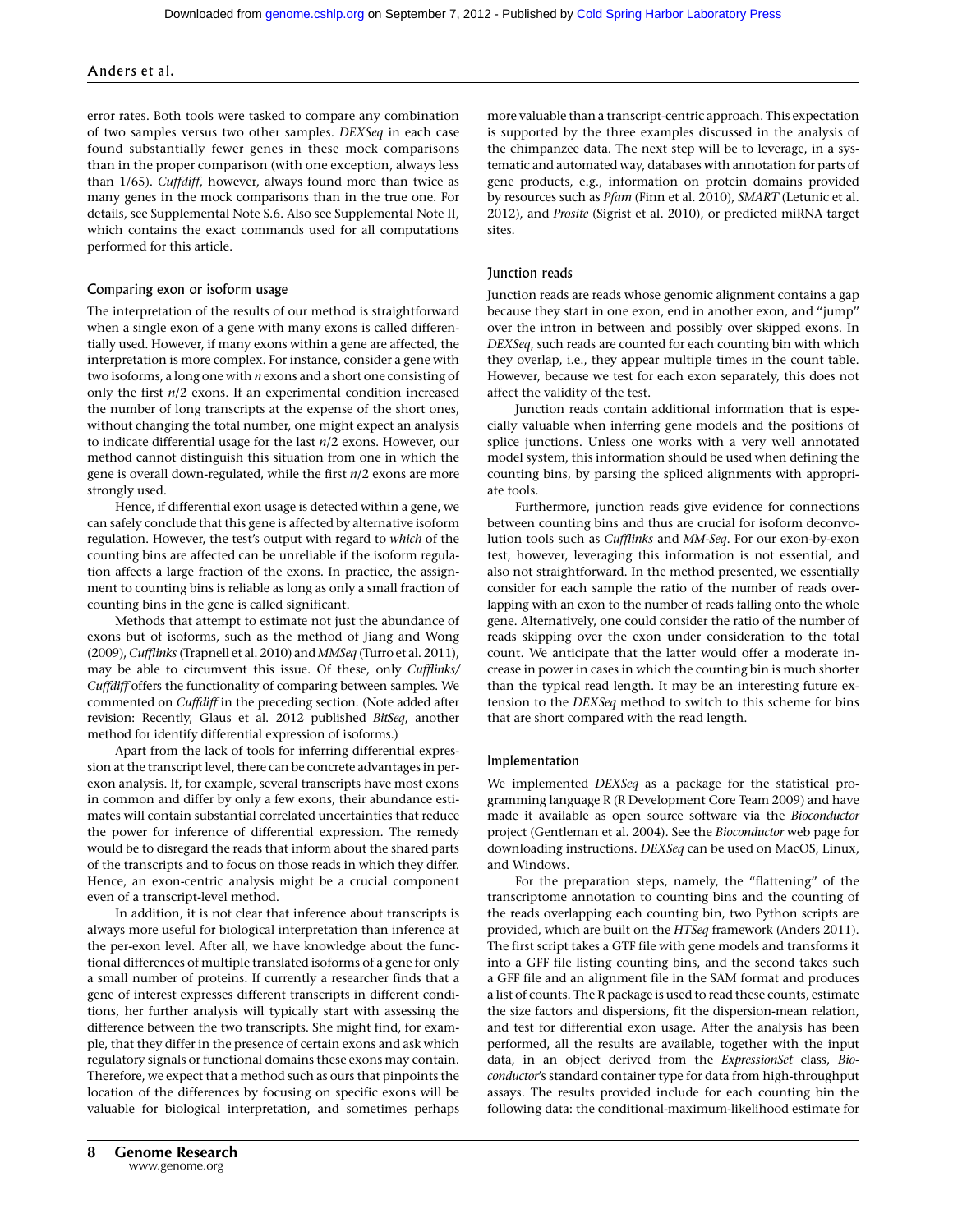error rates. Both tools were tasked to compare any combination of two samples versus two other samples. *DEXSeq* in each case found substantially fewer genes in these mock comparisons than in the proper comparison (with one exception, always less than 1/65). *Cuffdiff*, however, always found more than twice as many genes in the mock comparisons than in the true one. For details, see Supplemental Note S.6. Also see Supplemental Note II, which contains the exact commands used for all computations performed for this article.

### Comparing exon or isoform usage

The interpretation of the results of our method is straightforward when a single exon of a gene with many exons is called differentially used. However, if many exons within a gene are affected, the interpretation is more complex. For instance, consider a gene with two isoforms, a long one with $n$ exons and a short one consisting of only the first $n/2$ exons. If an experimental condition increased the number of long transcripts at the expense of the short ones, without changing the total number, one might expect an analysis to indicate differential usage for the last $n/2$ exons. However, our method cannot distinguish this situation from one in which the gene is overall down-regulated, while the first $n/2$ exons are more strongly used.

Hence, if differential exon usage is detected within a gene, we can safely conclude that this gene is affected by alternative isoform regulation. However, the test's output with regard to *which* of the counting bins are affected can be unreliable if the isoform regulation affects a large fraction of the exons. In practice, the assignment to counting bins is reliable as long as only a small fraction of counting bins in the gene is called significant.

Methods that attempt to estimate not just the abundance of exons but of isoforms, such as the method of Jiang and Wong (2009), *Cufflinks* (Trapnell et al. 2010) and *MMSeq* (Turro et al. 2011), may be able to circumvent this issue. Of these, only *Cufflinks/Cuffdiff* offers the functionality of comparing between samples. We commented on *Cuffdiff* in the preceding section. (Note added after revision: Recently, Glaus et al. 2012 published *BitSeq*, another method for identify differential expression of isoforms.)

Apart from the lack of tools for inferring differential expression at the transcript level, there can be concrete advantages in per-exon analysis. If, for example, several transcripts have most exons in common and differ by only a few exons, their abundance estimates will contain substantial correlated uncertainties that reduce the power for inference of differential expression. The remedy would be to disregard the reads that inform about the shared parts of the transcripts and to focus on those reads in which they differ. Hence, an exon-centric analysis might be a crucial component even of a transcript-level method.

In addition, it is not clear that inference about transcripts is always more useful for biological interpretation than inference at the per-exon level. After all, we have knowledge about the functional differences of multiple translated isoforms of a gene for only a small number of proteins. If currently a researcher finds that a gene of interest expresses different transcripts in different conditions, her further analysis will typically start with assessing the difference between the two transcripts. She might find, for example, that they differ in the presence of certain exons and ask which regulatory signals or functional domains these exons may contain. Therefore, we expect that a method such as ours that pinpoints the location of the differences by focusing on specific exons will be valuable for biological interpretation, and sometimes perhaps more valuable than a transcript-centric approach. This expectation is supported by the three examples discussed in the analysis of the chimpanzee data. The next step will be to leverage, in a systematic and automated way, databases with annotation for parts of gene products, e.g., information on protein domains provided by resources such as *Pfam* (Finn et al. 2010), *SMART* (Letunic et al. 2012), and *Prosite* (Sigrist et al. 2010), or predicted miRNA target sites.

### Junction reads

Junction reads are reads whose genomic alignment contains a gap because they start in one exon, end in another exon, and "jump" over the intron in between and possibly over skipped exons. In *DEXSeq*, such reads are counted for each counting bin with which they overlap, i.e., they appear multiple times in the count table. However, because we test for each exon separately, this does not affect the validity of the test.

Junction reads contain additional information that is especially valuable when inferring gene models and the positions of splice junctions. Unless one works with a very well annotated model system, this information should be used when defining the counting bins, by parsing the spliced alignments with appropriate tools.

Furthermore, junction reads give evidence for connections between counting bins and thus are crucial for isoform deconvolution tools such as *Cufflinks* and *MM-Seq*. For our exon-by-exon test, however, leveraging this information is not essential, and also not straightforward. In the method presented, we essentially consider for each sample the ratio of the number of reads overlapping with an exon to the number of reads falling onto the whole gene. Alternatively, one could consider the ratio of the number of reads skipping over the exon under consideration to the total count. We anticipate that the latter would offer a moderate increase in power in cases in which the counting bin is much shorter than the typical read length. It may be an interesting future extension to the *DEXSeq* method to switch to this scheme for bins that are short compared with the read length.

### Implementation

We implemented *DEXSeq* as a package for the statistical programming language R (R Development Core Team 2009) and have made it available as open source software via the *Bioconductor* project (Gentleman et al. 2004). See the *Bioconductor* web page for downloading instructions. *DEXSeq* can be used on MacOS, Linux, and Windows.

For the preparation steps, namely, the "flattening" of the transcriptome annotation to counting bins and the counting of the reads overlapping each counting bin, two Python scripts are provided, which are built on the *HTSeq* framework (Anders 2011). The first script takes a GTF file with gene models and transforms it into a GFF file listing counting bins, and the second takes such a GFF file and an alignment file in the SAM format and produces a list of counts. The R package is used to read these counts, estimate the size factors and dispersions, fit the dispersion-mean relation, and test for differential exon usage. After the analysis has been performed, all the results are available, together with the input data, in an object derived from the *ExpressionSet* class, *Bioconductor*'s standard container type for data from high-throughput assays. The results provided include for each counting bin the following data: the conditional-maximum-likelihood estimate for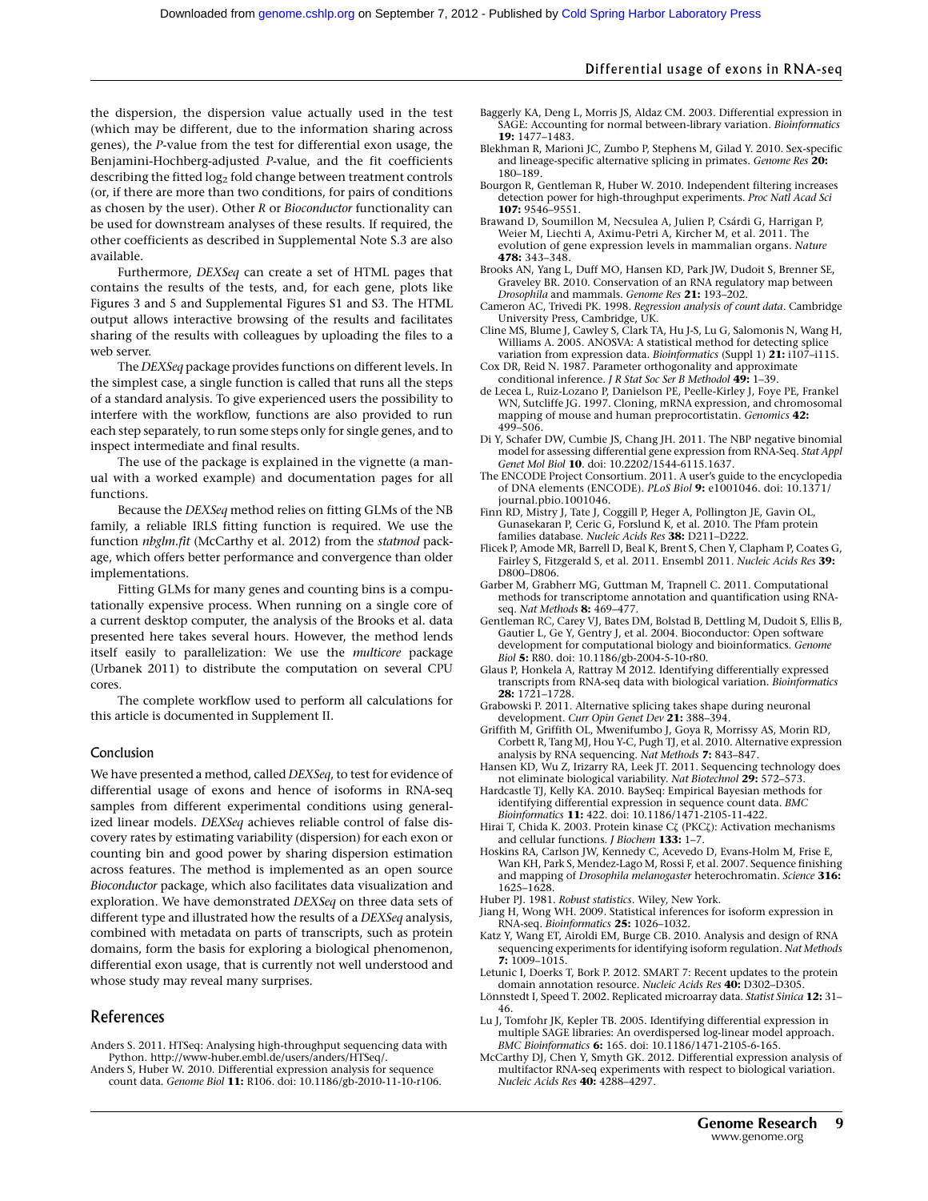the dispersion, the dispersion value actually used in the test (which may be different, due to the information sharing across genes), the *P*-value from the test for differential exon usage, the Benjamini-Hochberg-adjusted *P*-value, and the fit coefficients describing the fitted $\log_2$ fold change between treatment controls (or, if there are more than two conditions, for pairs of conditions as chosen by the user). Other *R* or *Bioconductor* functionality can be used for downstream analyses of these results. If required, the other coefficients as described in Supplemental Note S.3 are also available.

Furthermore, *DEXSeq* can create a set of HTML pages that contains the results of the tests, and, for each gene, plots like Figures 3 and 5 and Supplemental Figures S1 and S3. The HTML output allows interactive browsing of the results and facilitates sharing of the results with colleagues by uploading the files to a web server.

The *DEXSeq* package provides functions on different levels. In the simplest case, a single function is called that runs all the steps of a standard analysis. To give experienced users the possibility to interfere with the workflow, functions are also provided to run each step separately, to run some steps only for single genes, and to inspect intermediate and final results.

The use of the package is explained in the vignette (a manual with a worked example) and documentation pages for all functions.

Because the *DEXSeq* method relies on fitting GLMs of the NB family, a reliable IRLS fitting function is required. We use the function *nbglm.fit* (McCarthy et al. 2012) from the *statmod* package, which offers better performance and convergence than older implementations.

Fitting GLMs for many genes and counting bins is a computationally expensive process. When running on a single core of a current desktop computer, the analysis of the Brooks et al. data presented here takes several hours. However, the method lends itself easily to parallelization: We use the *multicore* package (Urbanek 2011) to distribute the computation on several CPU cores.

The complete workflow used to perform all calculations for this article is documented in Supplement II.

### Conclusion

We have presented a method, called *DEXSeq*, to test for evidence of differential usage of exons and hence of isoforms in RNA-seq samples from different experimental conditions using generalized linear models. *DEXSeq* achieves reliable control of false discovery rates by estimating variability (dispersion) for each exon or counting bin and good power by sharing dispersion estimation across features. The method is implemented as an open source *Bioconductor* package, which also facilitates data visualization and exploration. We have demonstrated *DEXSeq* on three data sets of different type and illustrated how the results of a *DEXSeq* analysis, combined with metadata on parts of transcripts, such as protein domains, form the basis for exploring a biological phenomenon, differential exon usage, that is currently not well understood and whose study may reveal many surprises.

## References

Anders S. 2011. HTSeq: Analysing high-throughput sequencing data with Python. http://www-huber.embl.de/users/anders/HTSeq/.

Anders S, Huber W. 2010. Differential expression analysis for sequence count data. *Genome Biol* **11:** R106. doi: 10.1186/gb-2010-11-10-r106.

Baggerly KA, Deng L, Morris JS, Aldaz CM. 2003. Differential expression in SAGE: Accounting for normal between-library variation. *Bioinformatics* **19:** 1477–1483.

Blekhman R, Marioni JC, Zumbo P, Stephens M, Gilad Y. 2010. Sex-specific and lineage-specific alternative splicing in primates. *Genome Res* **20:** 180–189.

Bourgon R, Gentleman R, Huber W. 2010. Independent filtering increases detection power for high-throughput experiments. *Proc Natl Acad Sci* **107:** 9546–9551.

Brawand D, Soumillon M, Necsulea A, Julien P, Csárdi G, Harrigan P, Weier M, Liechti A, Aximu-Petri A, Kircher M, et al. 2011. The evolution of gene expression levels in mammalian organs. *Nature* **478:** 343–348.

Brooks AN, Yang L, Duff MO, Hansen KD, Park JW, Dudoit S, Brenner SE, Graveley BR. 2010. Conservation of an RNA regulatory map between *Drosophila* and mammals. *Genome Res* **21:** 193–202.

Cameron AC, Trivedi PK. 1998. *Regression analysis of count data*. Cambridge University Press, Cambridge, UK.

Cline MS, Blume J, Cawley S, Clark TA, Hu J-S, Lu G, Salomonis N, Wang H, Williams A. 2005. ANOSVA: A statistical method for detecting splice variation from expression data. *Bioinformatics* (Suppl 1) **21:** i107–i115.

Cox DR, Reid N. 1987. Parameter orthogonality and approximate conditional inference. *J R Stat Soc Ser B Methodol* **49:** 1–39.

de Lecea L, Ruiz-Lozano P, Danielson PE, Peelle-Kirley J, Foye PE, Frankel WN, Sutcliffe JG. 1997. Cloning, mRNA expression, and chromosomal mapping of mouse and human preprocortistatin. *Genomics* **42:** 499–506.

Di Y, Schafer DW, Cumbie JS, Chang JH. 2011. The NBP negative binomial model for assessing differential gene expression from RNA-Seq. *Stat Appl Genet Mol Biol* **10**. doi: 10.2202/1544-6115.1637.

The ENCODE Project Consortium. 2011. A user's guide to the encyclopedia of DNA elements (ENCODE). *PLoS Biol* **9:** e1001046. doi: 10.1371/journal.pbio.1001046.

Finn RD, Mistry J, Tate J, Coggill P, Heger A, Pollington JE, Gavin OL, Gunasekaran P, Ceric G, Forslund K, et al. 2010. The Pfam protein families database. *Nucleic Acids Res* **38:** D211–D222.

Flicek P, Amode MR, Barrell D, Beal K, Brent S, Chen Y, Clapham P, Coates G, Fairley S, Fitzgerald S, et al. 2011. Ensembl 2011. *Nucleic Acids Res* **39:** D800–D806.

Garber M, Grabherr MG, Guttman M, Trapnell C. 2011. Computational methods for transcriptome annotation and quantification using RNA-seq. *Nat Methods* **8:** 469–477.

Gentleman RC, Carey VJ, Bates DM, Bolstad B, Dettling M, Dudoit S, Ellis B, Gautier L, Ge Y, Gentry J, et al. 2004. Bioconductor: Open software development for computational biology and bioinformatics. *Genome Biol* **5:** R80. doi: 10.1186/gb-2004-5-10-r80.

Glaus P, Honkela A, Rattray M 2012. Identifying differentially expressed transcripts from RNA-seq data with biological variation. *Bioinformatics* **28:** 1721–1728.

Grabowski P. 2011. Alternative splicing takes shape during neuronal development. *Curr Opin Genet Dev* **21:** 388–394.

Griffith M, Griffith OL, Mwenifumbo J, Goya R, Morrissy AS, Morin RD, Corbett R, Tang MJ, Hou Y-C, Pugh TJ, et al. 2010. Alternative expression analysis by RNA sequencing. *Nat Methods* **7:** 843–847.

Hansen KD, Wu Z, Irizarry RA, Leek JT. 2011. Sequencing technology does not eliminate biological variability. *Nat Biotechnol* **29:** 572–573.

Hardcastle TJ, Kelly KA. 2010. BaySeq: Empirical Bayesian methods for identifying differential expression in sequence count data. *BMC Bioinformatics* **11:** 422. doi: 10.1186/1471-2105-11-422.

Hirai T, Chida K. 2003. Protein kinase Cζ (PKCζ): Activation mechanisms and cellular functions. *J Biochem* **133:** 1–7.

Hoskins RA, Carlson JW, Kennedy C, Acevedo D, Evans-Holm M, Frise E, Wan KH, Park S, Mendez-Lago M, Rossi F, et al. 2007. Sequence finishing and mapping of *Drosophila melanogaster* heterochromatin. *Science* **316:** 1625–1628.

Huber PJ. 1981. *Robust statistics*. Wiley, New York.

Jiang H, Wong WH. 2009. Statistical inferences for isoform expression in RNA-seq. *Bioinformatics* **25:** 1026–1032.

Katz Y, Wang ET, Airoldi EM, Burge CB. 2010. Analysis and design of RNA sequencing experiments for identifying isoform regulation. *Nat Methods* **7:** 1009–1015.

Letunic I, Doerks T, Bork P. 2012. SMART 7: Recent updates to the protein domain annotation resource. *Nucleic Acids Res* **40:** D302–D305.

Lönnstedt I, Speed T. 2002. Replicated microarray data. *Statist Sinica* **12:** 31–46.

Lu J, Tomfohr JK, Kepler TB. 2005. Identifying differential expression in multiple SAGE libraries: An overdispersed log-linear model approach. *BMC Bioinformatics* **6:** 165. doi: 10.1186/1471-2105-6-165.

McCarthy DJ, Chen Y, Smyth GK. 2012. Differential expression analysis of multifactor RNA-seq experiments with respect to biological variation. *Nucleic Acids Res* **40:** 4288–4297.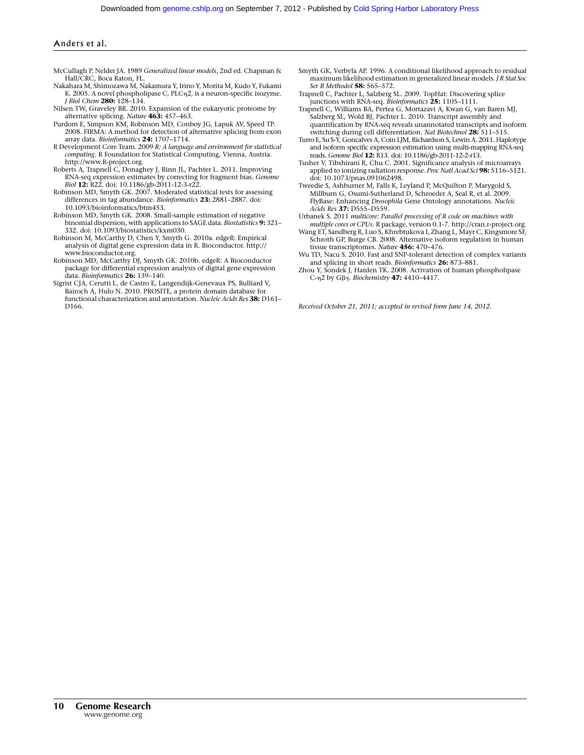McCullagh P, Nelder JA. 1989 *Generalized linear models*, 2nd ed. Chapman & Hall/CRC, Boca Raton, FL.

Nakahara M, Shimozawa M, Nakamura Y, Irino Y, Morita M, Kudo Y, Fukami K. 2005. A novel phospholipase C, PLCη2, is a neuron-specific isozyme. *J Biol Chem* **280:** 128–134.

Nilsen TW, Graveley BR. 2010. Expansion of the eukaryotic proteome by alternative splicing. *Nature* **463:** 457–463.

Purdom E, Simpson KM, Robinson MD, Conboy JG, Lapuk AV, Speed TP. 2008. FIRMA: A method for detection of alternative splicing from exon array data. *Bioinformatics* **24:** 1707–1714.

R Development Core Team. 2009 *R: A language and environment for statistical computing*. R Foundation for Statistical Computing, Vienna, Austria. http://www.R-project.org.

Roberts A, Trapnell C, Donaghey J, Rinn JL, Pachter L. 2011. Improving RNA-seq expression estimates by correcting for fragment bias. *Genome Biol* **12:** R22. doi: 10.1186/gb-2011-12-3-r22.

Robinson MD, Smyth GK. 2007. Moderated statistical tests for assessing differences in tag abundance. *Bioinformatics* **23:** 2881–2887. doi: 10.1093/bioinformatics/btm453.

Robinson MD, Smyth GK. 2008. Small-sample estimation of negative binomial dispersion, with applications to SAGE data. *Biostatistics* **9:** 321–332. doi: 10.1093/biostatistics/kxm030.

Robinson M, McCarthy D, Chen Y, Smyth G. 2010a. edgeR: Empirical analysis of digital gene expression data in R. Bioconductor. http://www.bioconductor.org.

Robinson MD, McCarthy DJ, Smyth GK. 2010b. edgeR: A Bioconductor package for differential expression analysis of digital gene expression data. *Bioinformatics* **26:** 139–140.

Sigrist CJA, Cerutti L, de Castro E, Langendijk-Genevaux PS, Bulliard V, Bairoch A, Hulo N. 2010. PROSITE, a protein domain database for functional characterization and annotation. *Nucleic Acids Res* **38:** D161–D166.

Smyth GK, Verbyla AP. 1996. A conditional likelihood approach to residual maximum likelihood estimation in generalized linear models. *J R Stat Soc Ser B Methodol* **58:** 565–572.

Trapnell C, Pachter L, Salzberg SL. 2009. TopHat: Discovering splice junctions with RNA-seq. *Bioinformatics* **25:** 1105–1111.

Trapnell C, Williams BA, Pertea G, Mortazavi A, Kwan G, van Baren MJ, Salzberg SL, Wold BJ, Pachter L. 2010. Transcript assembly and quantification by RNA-seq reveals unannotated transcripts and isoform switching during cell differentiation. *Nat Biotechnol* **28:** 511–515.

Turro E, Su S-Y, Goncalves A, Coin LJM, Richardson S, Lewin A. 2011. Haplotype and isoform specific expression estimation using multi-mapping RNA-seq reads. *Genome Biol* **12:** R13. doi: 10.1186/gb-2011-12-2-r13.

Tusher V, Tibshirani R, Chu C. 2001. Significance analysis of microarrays applied to ionizing radiation response. *Proc Natl Acad Sci* **98:** 5116–5121. doi: 10.1073/pnas.091062498.

Tweedie S, Ashburner M, Falls K, Leyland P, McQuilton P, Marygold S, Millburn G, Osumi-Sutherland D, Schroeder A, Seal R, et al. 2009. FlyBase: Enhancing *Drosophila* Gene Ontology annotations. *Nucleic Acids Res* **37:** D555–D559.

Urbanek S. 2011 *multicore: Parallel processing of R code on machines with multiple cores or CPUs*. R package, version 0.1-7. http://cran.r-project.org.

Wang ET, Sandberg R, Luo S, Khrebtukova I, Zhang L, Mayr C, Kingsmore SF, Schroth GP, Burge CB. 2008. Alternative isoform regulation in human tissue transcriptomes. *Nature* **456:** 470–476.

Wu TD, Nacu S. 2010. Fast and SNP-tolerant detection of complex variants and splicing in short reads. *Bioinformatics* **26:** 873–881.

Zhou Y, Sondek J, Harden TK. 2008. Activation of human phospholipase C-η2 by Gβγ. *Biochemistry* **47:** 4410–4417.

*Received October 21, 2011; accepted in revised form June 14, 2012.*